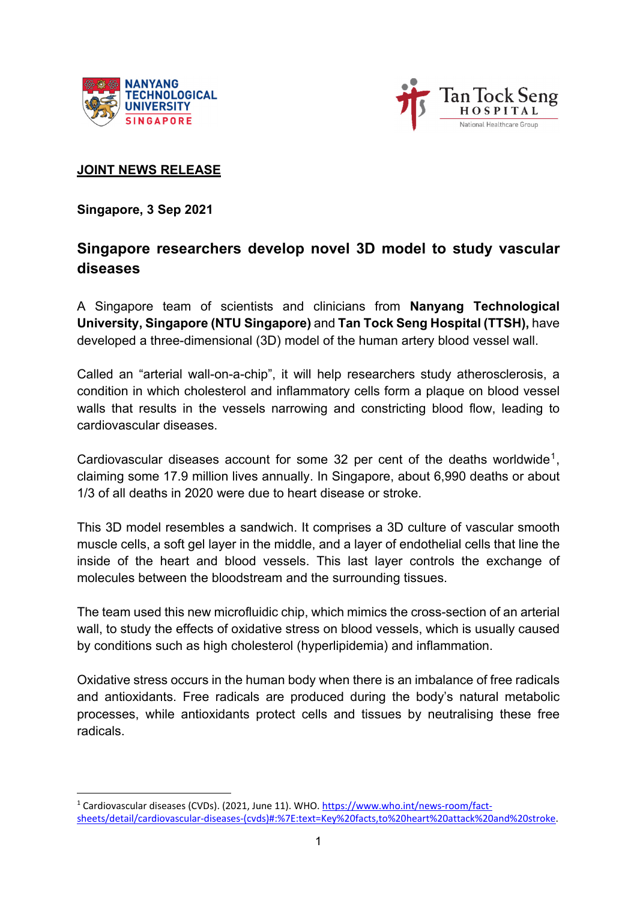**JOINT NEWS RELEASE**

**Singapore, 3 Sep 2021**

## Singapore researchers develop novel 3D model to study vascular diseases

A Singapore team of scientists and clinicians from **Nanyang Technological University, Singapore (NTU Singapore)** and **Tan Tock Seng Hospital (TTSH),** have developed a three-dimensional (3D) model of the human artery blood vessel wall.

Called an "arterial wall-on-a-chip", it will help researchers study atherosclerosis, a condition in which cholesterol and inflammatory cells form a plaque on blood vessel walls that results in the vessels narrowing and constricting blood flow, leading to cardiovascular diseases.

Cardiovascular diseases account for some 32 per cent of the deaths worldwide[1], claiming some 17.9 million lives annually. In Singapore, about 6,990 deaths or about 1/3 of all deaths in 2020 were due to heart disease or stroke.

This 3D model resembles a sandwich. It comprises a 3D culture of vascular smooth muscle cells, a soft gel layer in the middle, and a layer of endothelial cells that line the inside of the heart and blood vessels. This last layer controls the exchange of molecules between the bloodstream and the surrounding tissues.

The team used this new microfluidic chip, which mimics the cross-section of an arterial wall, to study the effects of oxidative stress on blood vessels, which is usually caused by conditions such as high cholesterol (hyperlipidemia) and inflammation.

Oxidative stress occurs in the human body when there is an imbalance of free radicals and antioxidants. Free radicals are produced during the body's natural metabolic processes, while antioxidants protect cells and tissues by neutralising these free radicals.

---

[1] Cardiovascular diseases (CVDs). (2021, June 11). WHO. https://www.who.int/news-room/fact-sheets/detail/cardiovascular-diseases-(cvds)#:%7E:text=Key%20facts,to%20heart%20attack%20and%20stroke.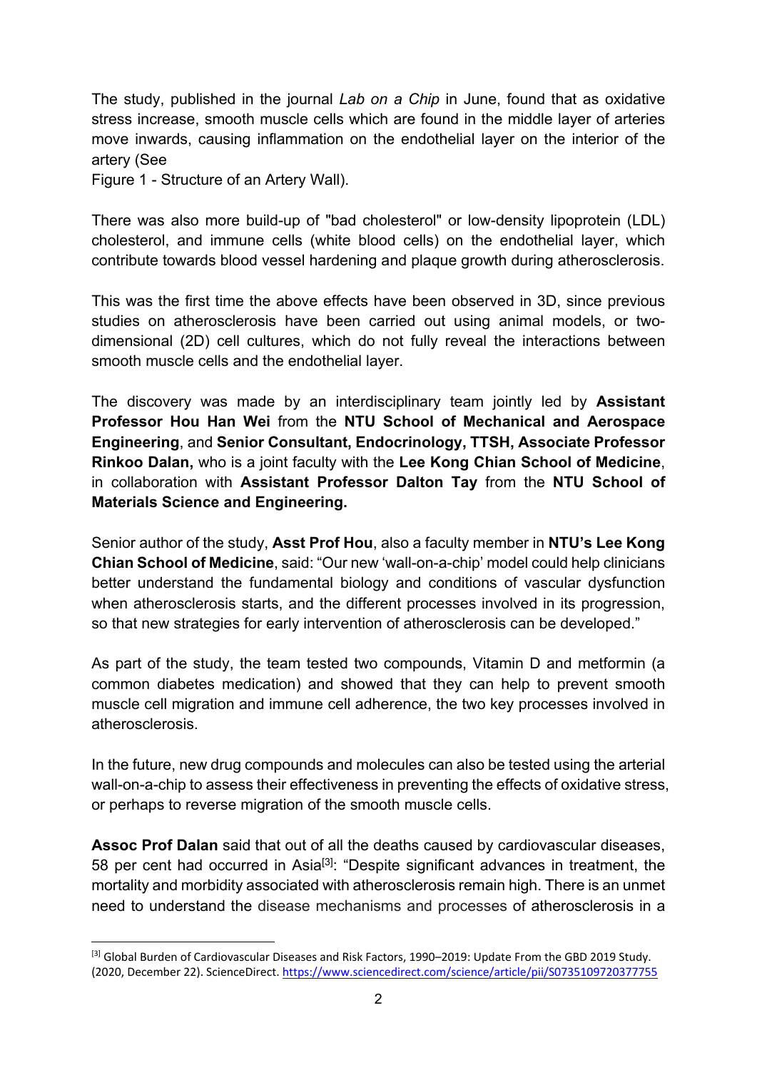The study, published in the journal *Lab on a Chip* in June, found that as oxidative stress increase, smooth muscle cells which are found in the middle layer of arteries move inwards, causing inflammation on the endothelial layer on the interior of the artery (See
Figure 1 - Structure of an Artery Wall).

There was also more build-up of "bad cholesterol" or low-density lipoprotein (LDL) cholesterol, and immune cells (white blood cells) on the endothelial layer, which contribute towards blood vessel hardening and plaque growth during atherosclerosis.

This was the first time the above effects have been observed in 3D, since previous studies on atherosclerosis have been carried out using animal models, or two-dimensional (2D) cell cultures, which do not fully reveal the interactions between smooth muscle cells and the endothelial layer.

The discovery was made by an interdisciplinary team jointly led by **Assistant Professor Hou Han Wei** from the **NTU School of Mechanical and Aerospace Engineering**, and **Senior Consultant, Endocrinology, TTSH, Associate Professor Rinkoo Dalan,** who is a joint faculty with the **Lee Kong Chian School of Medicine**, in collaboration with **Assistant Professor Dalton Tay** from the **NTU School of Materials Science and Engineering.**

Senior author of the study, **Asst Prof Hou**, also a faculty member in **NTU's Lee Kong Chian School of Medicine**, said: "Our new 'wall-on-a-chip' model could help clinicians better understand the fundamental biology and conditions of vascular dysfunction when atherosclerosis starts, and the different processes involved in its progression, so that new strategies for early intervention of atherosclerosis can be developed."

As part of the study, the team tested two compounds, Vitamin D and metformin (a common diabetes medication) and showed that they can help to prevent smooth muscle cell migration and immune cell adherence, the two key processes involved in atherosclerosis.

In the future, new drug compounds and molecules can also be tested using the arterial wall-on-a-chip to assess their effectiveness in preventing the effects of oxidative stress, or perhaps to reverse migration of the smooth muscle cells.

**Assoc Prof Dalan** said that out of all the deaths caused by cardiovascular diseases, 58 per cent had occurred in Asia[3]: "Despite significant advances in treatment, the mortality and morbidity associated with atherosclerosis remain high. There is an unmet need to understand the disease mechanisms and processes of atherosclerosis in a

---

[3] Global Burden of Cardiovascular Diseases and Risk Factors, 1990–2019: Update From the GBD 2019 Study. (2020, December 22). ScienceDirect. https://www.sciencedirect.com/science/article/pii/S0735109720377755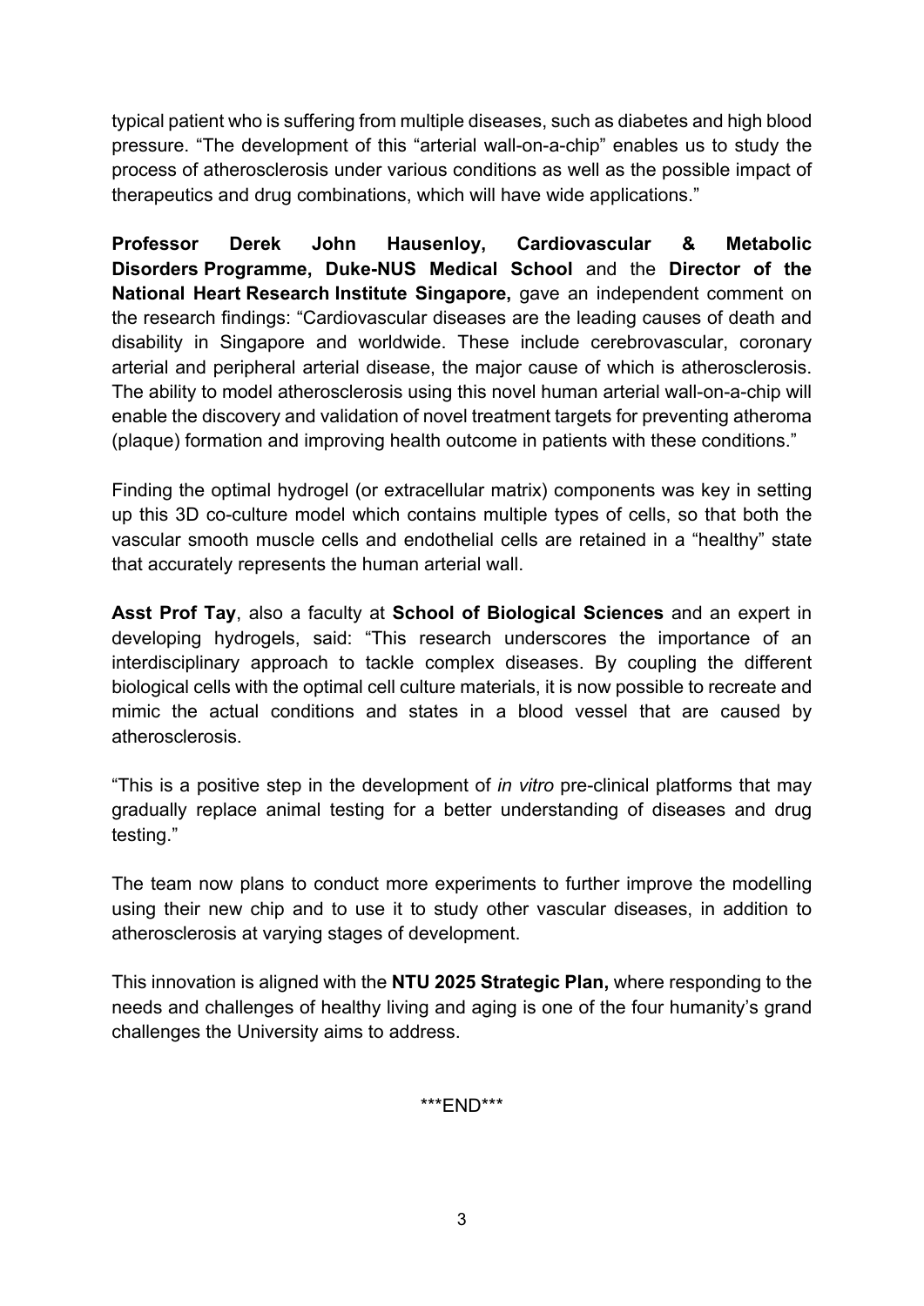typical patient who is suffering from multiple diseases, such as diabetes and high blood pressure. "The development of this "arterial wall-on-a-chip" enables us to study the process of atherosclerosis under various conditions as well as the possible impact of therapeutics and drug combinations, which will have wide applications."

**Professor Derek John Hausenloy, Cardiovascular & Metabolic Disorders Programme, Duke-NUS Medical School** and the **Director of the National Heart Research Institute Singapore,** gave an independent comment on the research findings: "Cardiovascular diseases are the leading causes of death and disability in Singapore and worldwide. These include cerebrovascular, coronary arterial and peripheral arterial disease, the major cause of which is atherosclerosis. The ability to model atherosclerosis using this novel human arterial wall-on-a-chip will enable the discovery and validation of novel treatment targets for preventing atheroma (plaque) formation and improving health outcome in patients with these conditions."

Finding the optimal hydrogel (or extracellular matrix) components was key in setting up this 3D co-culture model which contains multiple types of cells, so that both the vascular smooth muscle cells and endothelial cells are retained in a "healthy" state that accurately represents the human arterial wall.

**Asst Prof Tay**, also a faculty at **School of Biological Sciences** and an expert in developing hydrogels, said: "This research underscores the importance of an interdisciplinary approach to tackle complex diseases. By coupling the different biological cells with the optimal cell culture materials, it is now possible to recreate and mimic the actual conditions and states in a blood vessel that are caused by atherosclerosis.

"This is a positive step in the development of *in vitro* pre-clinical platforms that may gradually replace animal testing for a better understanding of diseases and drug testing."

The team now plans to conduct more experiments to further improve the modelling using their new chip and to use it to study other vascular diseases, in addition to atherosclerosis at varying stages of development.

This innovation is aligned with the **NTU 2025 Strategic Plan,** where responding to the needs and challenges of healthy living and aging is one of the four humanity's grand challenges the University aims to address.

***END***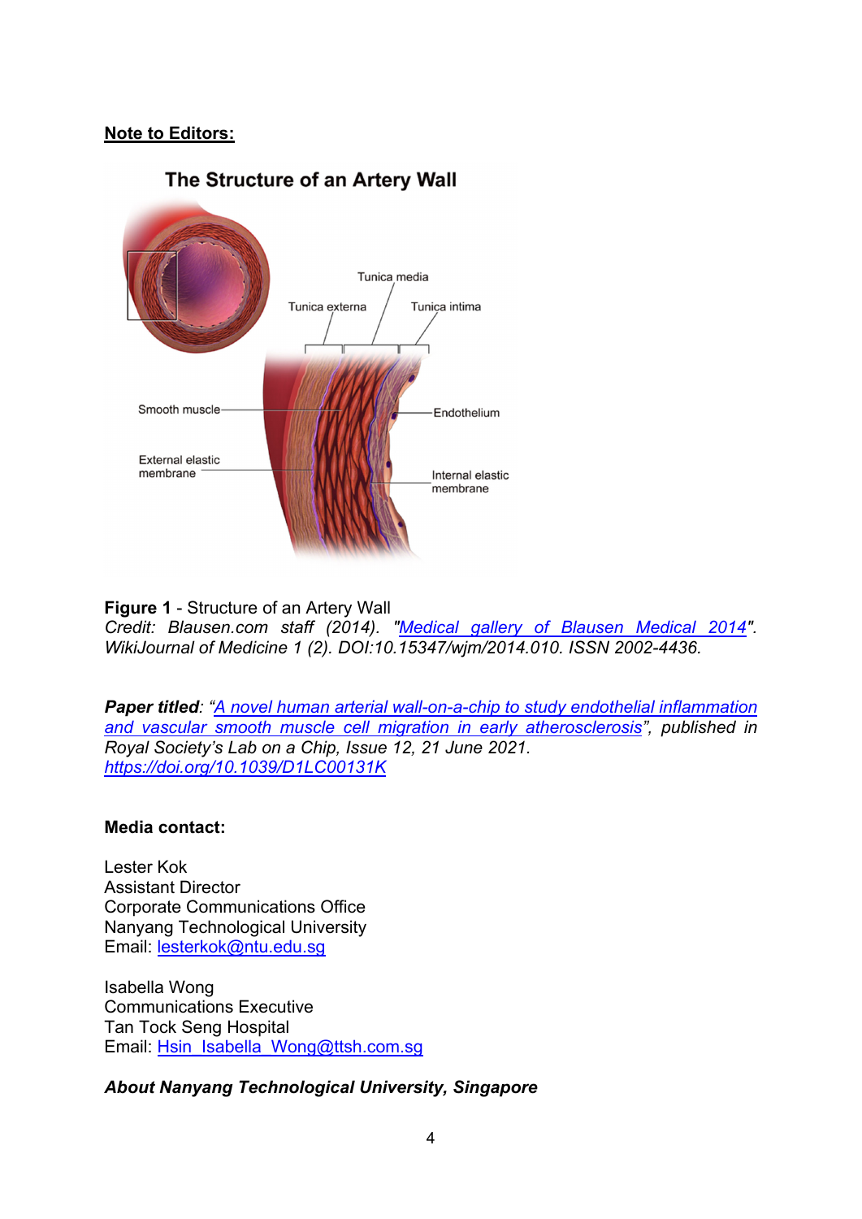**Note to Editors:**

**Figure 1** - Structure of an Artery Wall
*Credit: Blausen.com staff (2014). "[Medical gallery of Blausen Medical 2014](#)". WikiJournal of Medicine 1 (2). DOI:10.15347/wjm/2014.010. ISSN 2002-4436.*

***Paper titled**: "[A novel human arterial wall-on-a-chip to study endothelial inflammation and vascular smooth muscle cell migration in early atherosclerosis](#)", published in Royal Society's Lab on a Chip, Issue 12, 21 June 2021.*
[https://doi.org/10.1039/D1LC00131K](https://doi.org/10.1039/D1LC00131K)

**Media contact:**

Lester Kok
Assistant Director
Corporate Communications Office
Nanyang Technological University
Email: lesterkok@ntu.edu.sg

Isabella Wong
Communications Executive
Tan Tock Seng Hospital
Email: Hsin_Isabella_Wong@ttsh.com.sg

***About Nanyang Technological University, Singapore***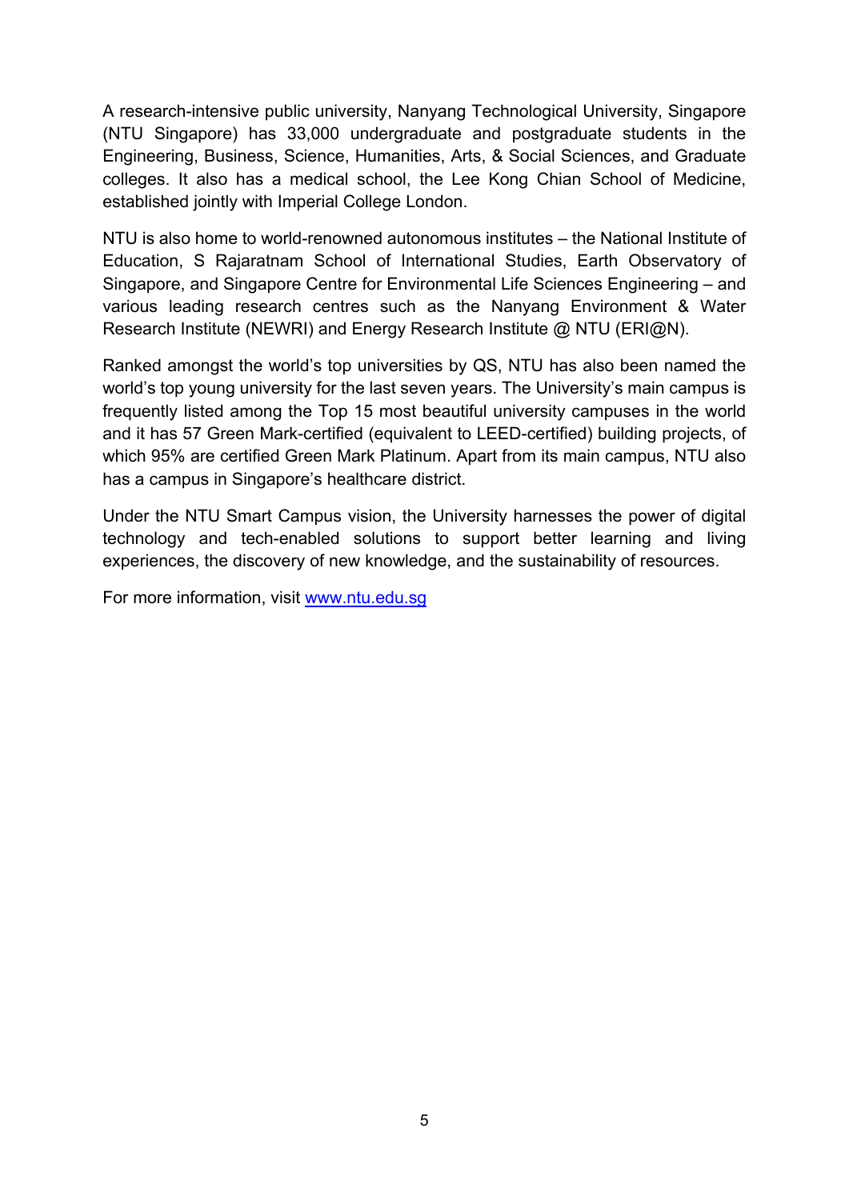A research-intensive public university, Nanyang Technological University, Singapore (NTU Singapore) has 33,000 undergraduate and postgraduate students in the Engineering, Business, Science, Humanities, Arts, & Social Sciences, and Graduate colleges. It also has a medical school, the Lee Kong Chian School of Medicine, established jointly with Imperial College London.

NTU is also home to world-renowned autonomous institutes – the National Institute of Education, S Rajaratnam School of International Studies, Earth Observatory of Singapore, and Singapore Centre for Environmental Life Sciences Engineering – and various leading research centres such as the Nanyang Environment & Water Research Institute (NEWRI) and Energy Research Institute @ NTU (ERI@N).

Ranked amongst the world's top universities by QS, NTU has also been named the world's top young university for the last seven years. The University's main campus is frequently listed among the Top 15 most beautiful university campuses in the world and it has 57 Green Mark-certified (equivalent to LEED-certified) building projects, of which 95% are certified Green Mark Platinum. Apart from its main campus, NTU also has a campus in Singapore's healthcare district.

Under the NTU Smart Campus vision, the University harnesses the power of digital technology and tech-enabled solutions to support better learning and living experiences, the discovery of new knowledge, and the sustainability of resources.

For more information, visit [www.ntu.edu.sg](http://www.ntu.edu.sg)